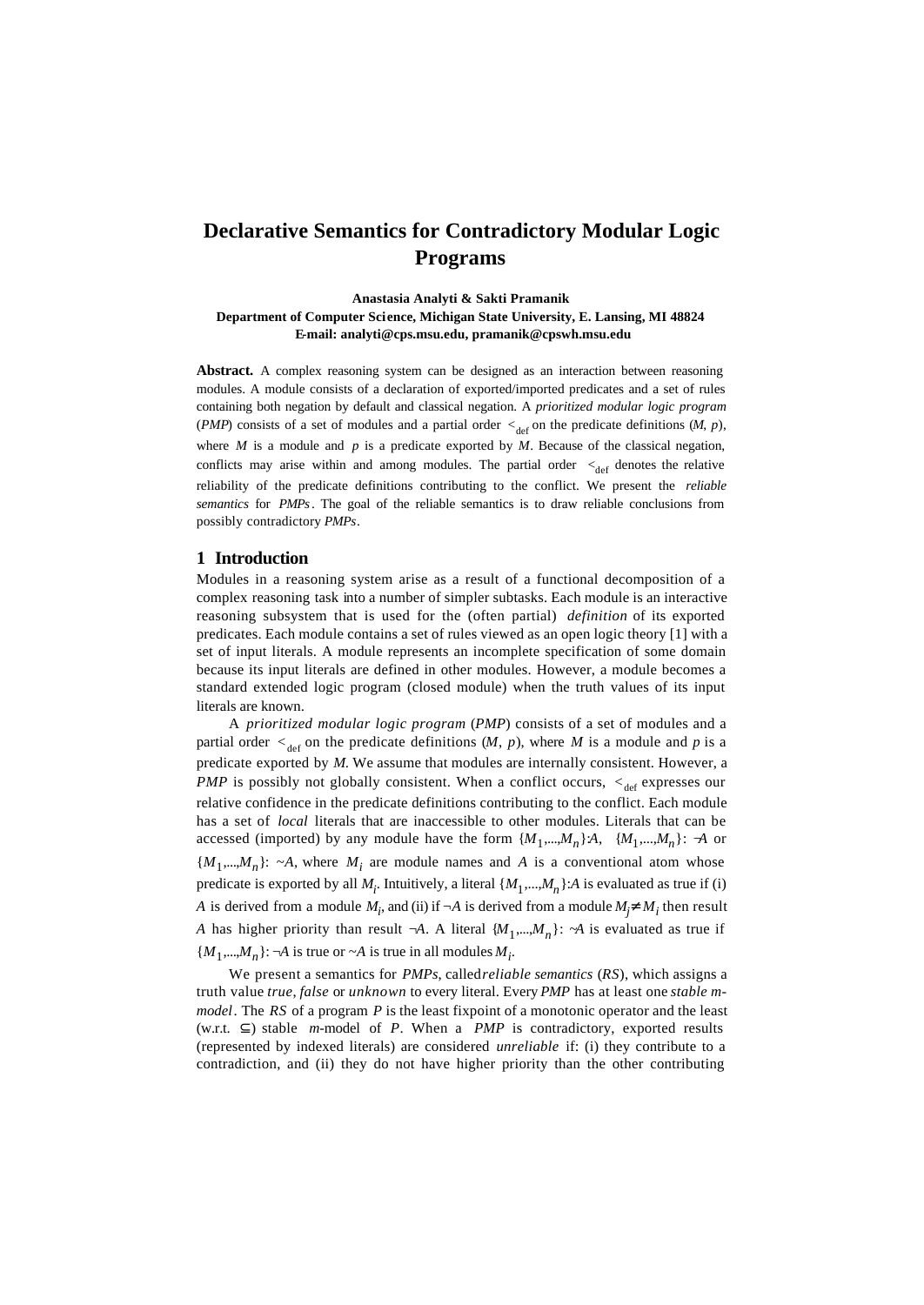# Declarative Semantics for Contradictory Modular Logic Programs

**Anastasia Analyti & Sakti Pramanik**
**Department of Computer Science, Michigan State University, E. Lansing, MI 48824**
**E-mail: analyti@cps.msu.edu, pramanik@cpswh.msu.edu**

**Abstract.** A complex reasoning system can be designed as an interaction between reasoning modules. A module consists of a declaration of exported/imported predicates and a set of rules containing both negation by default and classical negation. A *prioritized modular logic program* (*PMP*) consists of a set of modules and a partial order $<_{\text{def}}$ on the predicate definitions ($M$, $p$), where $M$ is a module and $p$ is a predicate exported by $M$. Because of the classical negation, conflicts may arise within and among modules. The partial order $<_{\text{def}}$ denotes the relative reliability of the predicate definitions contributing to the conflict. We present the *reliable semantics* for *PMPs*. The goal of the reliable semantics is to draw reliable conclusions from possibly contradictory *PMPs*.

## 1 Introduction

Modules in a reasoning system arise as a result of a functional decomposition of a complex reasoning task into a number of simpler subtasks. Each module is an interactive reasoning subsystem that is used for the (often partial) *definition* of its exported predicates. Each module contains a set of rules viewed as an open logic theory [1] with a set of input literals. A module represents an incomplete specification of some domain because its input literals are defined in other modules. However, a module becomes a standard extended logic program (closed module) when the truth values of its input literals are known.

A *prioritized modular logic program* (*PMP*) consists of a set of modules and a partial order $<_{\text{def}}$ on the predicate definitions ($M$, $p$), where $M$ is a module and $p$ is a predicate exported by $M$. We assume that modules are internally consistent. However, a *PMP* is possibly not globally consistent. When a conflict occurs, $<_{\text{def}}$ expresses our relative confidence in the predicate definitions contributing to the conflict. Each module has a set of *local* literals that are inaccessible to other modules. Literals that can be accessed (imported) by any module have the form $\{M_1,...,M_n\}$:$A$, $\{M_1,...,M_n\}$: $\neg A$ or $\{M_1,...,M_n\}$: $\sim A$, where $M_i$ are module names and $A$ is a conventional atom whose predicate is exported by all $M_i$. Intuitively, a literal $\{M_1,...,M_n\}$:$A$ is evaluated as true if (i) $A$ is derived from a module $M_i$, and (ii) if $\neg A$ is derived from a module $M_j \neq M_i$ then result $A$ has higher priority than result $\neg A$. A literal $\{M_1,...,M_n\}$: $\sim A$ is evaluated as true if $\{M_1,...,M_n\}$: $\neg A$ is true or $\sim A$ is true in all modules $M_i$.

We present a semantics for *PMPs*, called *reliable semantics* (*RS*), which assigns a truth value *true*, *false* or *unknown* to every literal. Every *PMP* has at least one *stable m-model*. The *RS* of a program $P$ is the least fixpoint of a monotonic operator and the least (w.r.t. $\subseteq$) stable *m*-model of $P$. When a *PMP* is contradictory, exported results (represented by indexed literals) are considered *unreliable* if: (i) they contribute to a contradiction, and (ii) they do not have higher priority than the other contributing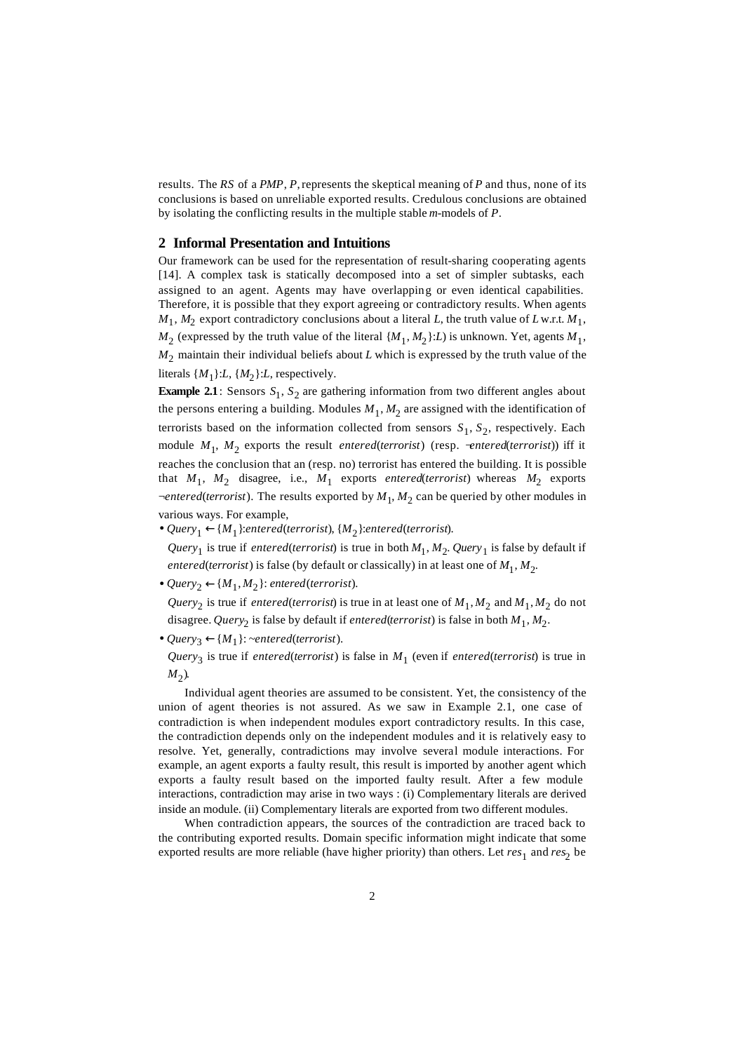results. The *RS* of a *PMP*, *P*, represents the skeptical meaning of *P* and thus, none of its conclusions is based on unreliable exported results. Credulous conclusions are obtained by isolating the conflicting results in the multiple stable *m*-models of *P*.

## 2 Informal Presentation and Intuitions

Our framework can be used for the representation of result-sharing cooperating agents [14]. A complex task is statically decomposed into a set of simpler subtasks, each assigned to an agent. Agents may have overlapping or even identical capabilities. Therefore, it is possible that they export agreeing or contradictory results. When agents $M_1$, $M_2$ export contradictory conclusions about a literal $L$, the truth value of $L$ w.r.t. $M_1$, $M_2$ (expressed by the truth value of the literal $\{M_1, M_2\}$:$L$) is unknown. Yet, agents $M_1$, $M_2$ maintain their individual beliefs about $L$ which is expressed by the truth value of the literals $\{M_1\}$:$L$, $\{M_2\}$:$L$, respectively.

**Example 2.1**: Sensors $S_1$, $S_2$ are gathering information from two different angles about the persons entering a building. Modules $M_1$, $M_2$ are assigned with the identification of terrorists based on the information collected from sensors $S_1$, $S_2$, respectively. Each module $M_1$, $M_2$ exports the result *entered*(*terrorist*) (resp. ¬*entered*(*terrorist*)) iff it reaches the conclusion that an (resp. no) terrorist has entered the building. It is possible that $M_1$, $M_2$ disagree, i.e., $M_1$ exports *entered*(*terrorist*) whereas $M_2$ exports ¬*entered*(*terrorist*). The results exported by $M_1$, $M_2$ can be queried by other modules in various ways. For example,

- $Query_1 \leftarrow \{M_1\}$:*entered*(*terrorist*), $\{M_2\}$:*entered*(*terrorist*).

  $Query_1$ is true if *entered*(*terrorist*) is true in both $M_1$, $M_2$. $Query_1$ is false by default if *entered*(*terrorist*) is false (by default or classically) in at least one of $M_1$, $M_2$.

- $Query_2 \leftarrow \{M_1, M_2\}$: *entered*(*terrorist*).

  $Query_2$ is true if *entered*(*terrorist*) is true in at least one of $M_1$, $M_2$ and $M_1$, $M_2$ do not disagree. $Query_2$ is false by default if *entered*(*terrorist*) is false in both $M_1$, $M_2$.

- $Query_3 \leftarrow \{M_1\}$: ~*entered*(*terrorist*).

  $Query_3$ is true if *entered*(*terrorist*) is false in $M_1$ (even if *entered*(*terrorist*) is true in $M_2$).

Individual agent theories are assumed to be consistent. Yet, the consistency of the union of agent theories is not assured. As we saw in Example 2.1, one case of contradiction is when independent modules export contradictory results. In this case, the contradiction depends only on the independent modules and it is relatively easy to resolve. Yet, generally, contradictions may involve several module interactions. For example, an agent exports a faulty result, this result is imported by another agent which exports a faulty result based on the imported faulty result. After a few module interactions, contradiction may arise in two ways : (i) Complementary literals are derived inside an module. (ii) Complementary literals are exported from two different modules.

When contradiction appears, the sources of the contradiction are traced back to the contributing exported results. Domain specific information might indicate that some exported results are more reliable (have higher priority) than others. Let $res_1$ and $res_2$ be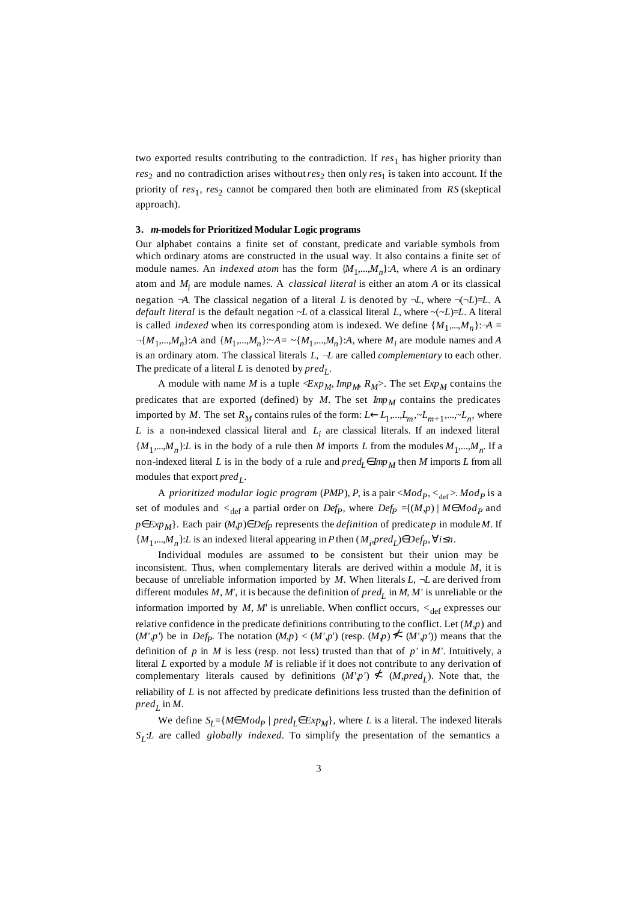two exported results contributing to the contradiction. If $res_1$ has higher priority than $res_2$ and no contradiction arises without $res_2$ then only $res_1$ is taken into account. If the priority of $res_1$, $res_2$ cannot be compared then both are eliminated from $RS$ (skeptical approach).

### 3. *m*-models for Prioritized Modular Logic programs

Our alphabet contains a finite set of constant, predicate and variable symbols from which ordinary atoms are constructed in the usual way. It also contains a finite set of module names. An *indexed atom* has the form $\{M_1,...,M_n\}$:$A$, where $A$ is an ordinary atom and $M_i$ are module names. A *classical literal* is either an atom $A$ or its classical negation $\neg A$. The classical negation of a literal $L$ is denoted by $\neg L$, where $\neg(\neg L)$=$L$. A *default literal* is the default negation ~$L$ of a classical literal $L$, where ~(~$L$)=$L$. A literal is called *indexed* when its corresponding atom is indexed. We define $\{M_1,...,M_n\}$:$\neg A$ = $\neg\{M_1,...,M_n\}$:$A$ and $\{M_1,...,M_n\}$:~$A$= ~$\{M_1,...,M_n\}$:$A$, where $M_i$ are module names and $A$ is an ordinary atom. The classical literals $L$, $\neg L$ are called *complementary* to each other. The predicate of a literal $L$ is denoted by $pred_L$.

A module with name $M$ is a tuple $<Exp_M, Imp_M, R_M>$. The set $Exp_M$ contains the predicates that are exported (defined) by $M$. The set $Imp_M$ contains the predicates imported by $M$. The set $R_M$ contains rules of the form: $L \leftarrow L_1,...,L_m,\sim L_{m+1},...,\sim L_n$, where $L$ is a non-indexed classical literal and $L_i$ are classical literals. If an indexed literal $\{M_1,...,M_n\}$:$L$ is in the body of a rule then $M$ imports $L$ from the modules $M_1,...,M_n$. If a non-indexed literal $L$ is in the body of a rule and $pred_L \in Imp_M$ then $M$ imports $L$ from all modules that export $pred_L$.

A *prioritized modular logic program* (*PMP*), $P$, is a pair $<Mod_P, <_{\text{def}}>$. $Mod_P$ is a set of modules and $<_{\text{def}}$ a partial order on $Def_P$, where $Def_P = \{(M,p) \mid M \in Mod_P$ and $p \in Exp_M\}$. Each pair $(M,p) \in Def_P$ represents the *definition* of predicate $p$ in module $M$. If $\{M_1,...,M_n\}$:$L$ is an indexed literal appearing in $P$ then $(M_i,pred_L) \in Def_P$, $\forall i \leq n$.

Individual modules are assumed to be consistent but their union may be inconsistent. Thus, when complementary literals are derived within a module $M$, it is because of unreliable information imported by $M$. When literals $L$, $\neg L$ are derived from different modules $M$, $M'$, it is because the definition of $pred_L$ in $M$, $M'$ is unreliable or the information imported by $M$, $M'$ is unreliable. When conflict occurs, $<_{\text{def}}$ expresses our relative confidence in the predicate definitions contributing to the conflict. Let $(M,p)$ and $(M',p')$ be in $Def_P$. The notation $(M,p) < (M',p')$ (resp. $(M,p) \not< (M',p')$) means that the definition of $p$ in $M$ is less (resp. not less) trusted than that of $p'$ in $M'$. Intuitively, a literal $L$ exported by a module $M$ is reliable if it does not contribute to any derivation of complementary literals caused by definitions $(M',p') \not< (M,pred_L)$. Note that, the reliability of $L$ is not affected by predicate definitions less trusted than the definition of $pred_L$ in $M$.

We define $S_L = \{M \in Mod_P \mid pred_L \in Exp_M\}$, where $L$ is a literal. The indexed literals $S_L$:$L$ are called *globally indexed*. To simplify the presentation of the semantics a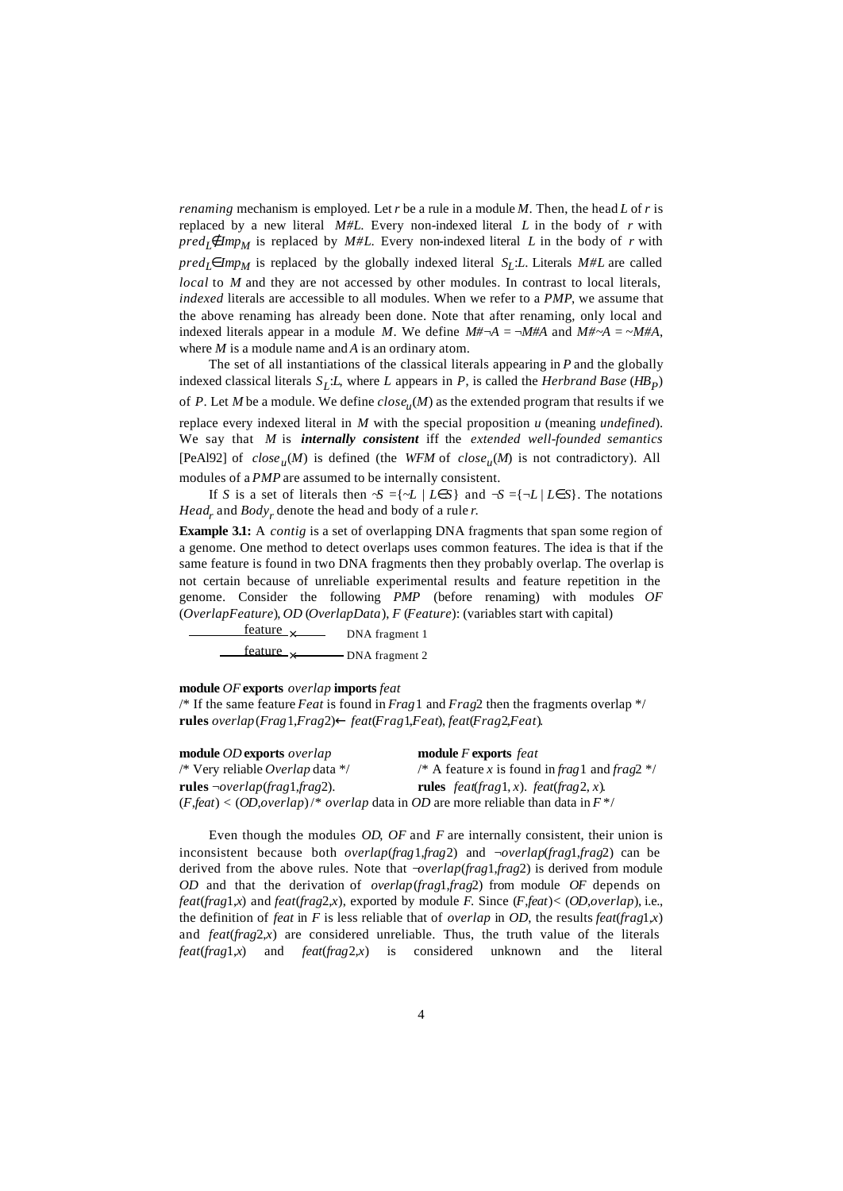*renaming* mechanism is employed. Let $r$ be a rule in a module $M$. Then, the head $L$ of $r$ is replaced by a new literal $M\#L$. Every non-indexed literal $L$ in the body of $r$ with $pred_L \notin Imp_M$ is replaced by $M\#L$. Every non-indexed literal $L$ in the body of $r$ with $pred_L \in Imp_M$ is replaced by the globally indexed literal $S_L{:}L$. Literals $M\#L$ are called *local* to $M$ and they are not accessed by other modules. In contrast to local literals, *indexed* literals are accessible to all modules. When we refer to a *PMP*, we assume that the above renaming has already been done. Note that after renaming, only local and indexed literals appear in a module $M$. We define $M\#\neg A = \neg M\#A$ and $M\#{\sim}A = {\sim}M\#A$, where $M$ is a module name and $A$ is an ordinary atom.

The set of all instantiations of the classical literals appearing in $P$ and the globally indexed classical literals $S_L{:}L$, where $L$ appears in $P$, is called the *Herbrand Base* ($HB_P$) of $P$. Let $M$ be a module. We define $close_u(M)$ as the extended program that results if we replace every indexed literal in $M$ with the special proposition $u$ (meaning *undefined*). We say that $M$ is ***internally consistent*** iff the *extended well-founded semantics* [PeAl92] of $close_u(M)$ is defined (the *WFM* of $close_u(M)$ is not contradictory). All modules of a *PMP* are assumed to be internally consistent.

If $S$ is a set of literals then ${\sim}S = \{{\sim}L \mid L \in S\}$ and $\neg S = \{\neg L \mid L \in S\}$. The notations $Head_r$ and $Body_r$ denote the head and body of a rule $r$.

**Example 3.1:** A *contig* is a set of overlapping DNA fragments that span some region of a genome. One method to detect overlaps uses common features. The idea is that if the same feature is found in two DNA fragments then they probably overlap. The overlap is not certain because of unreliable experimental results and feature repetition in the genome. Consider the following *PMP* (before renaming) with modules *OF* (*OverlapFeature*), *OD* (*OverlapData*), *F* (*Feature*): (variables start with capital)

feature × DNA fragment 1
feature × DNA fragment 2

**module** *OF* **exports** *overlap* **imports** *feat*
/* If the same feature *Feat* is found in *Frag*1 and *Frag*2 then the fragments overlap */
**rules** $overlap(Frag1,Frag2) \leftarrow feat(Frag1,Feat), feat(Frag2,Feat).$

**module** *OD* **exports** *overlap*
/* Very reliable *Overlap* data */
**rules** $\neg overlap(frag1,frag2).$

**module** *F* **exports** *feat*
/* A feature $x$ is found in *frag*1 and *frag*2 */
**rules** $feat(frag1, x).\ feat(frag2, x).$

$(F,feat) < (OD,overlap)$ /* *overlap* data in *OD* are more reliable than data in *F* */

Even though the modules *OD*, *OF* and *F* are internally consistent, their union is inconsistent because both $overlap(frag1,frag2)$ and $\neg overlap(frag1,frag2)$ can be derived from the above rules. Note that $\neg overlap(frag1,frag2)$ is derived from module *OD* and that the derivation of $overlap(frag1,frag2)$ from module *OF* depends on $feat(frag1,x)$ and $feat(frag2,x)$, exported by module *F*. Since $(F,feat) < (OD,overlap)$, i.e., the definition of *feat* in *F* is less reliable that of *overlap* in *OD*, the results $feat(frag1,x)$ and $feat(frag2,x)$ are considered unreliable. Thus, the truth value of the literals $feat(frag1,x)$ and $feat(frag2,x)$ is considered unknown and the literal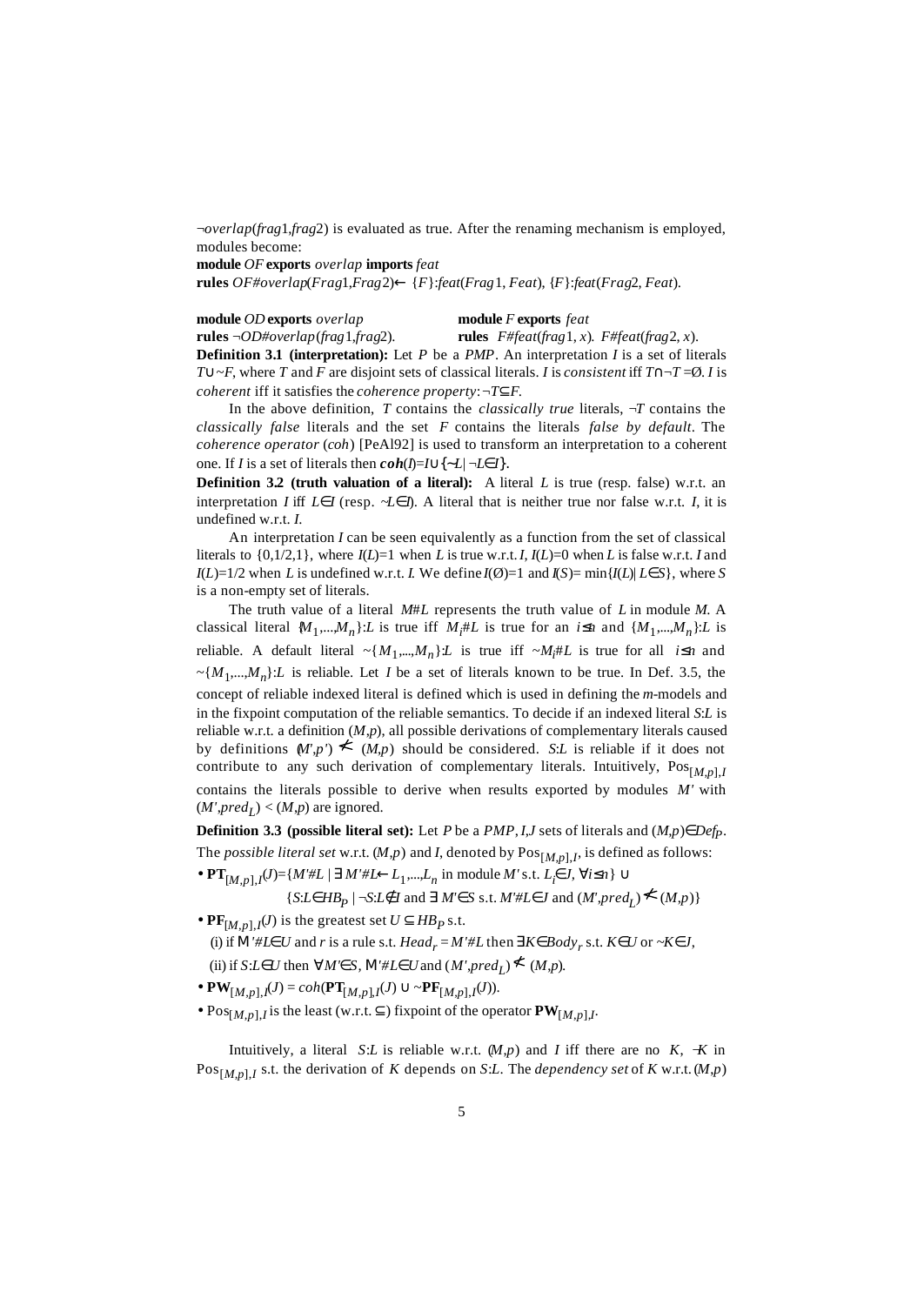$\neg overlap(frag1,frag2)$ is evaluated as true. After the renaming mechanism is employed, modules become:

**module** *OF* **exports** *overlap* **imports** *feat*
**rules** $OF\#overlap(Frag1,Frag2) \leftarrow \{F\}:feat(Frag1, Feat), \{F\}:feat(Frag2, Feat)$.

**module** *OD* **exports** *overlap*
**rules** $\neg OD\#overlap(frag1,frag2)$.

**module** *F* **exports** *feat*
**rules** $F\#feat(frag1, x)$. $F\#feat(frag2, x)$.

**Definition 3.1 (interpretation):** Let *P* be a *PMP*. An interpretation *I* is a set of literals $T \cup \sim F$, where *T* and *F* are disjoint sets of classical literals. *I* is *consistent* iff $T \cap \neg T = \emptyset$. *I* is *coherent* iff it satisfies the *coherence property*: $\neg T \subseteq F$.

In the above definition, *T* contains the *classically true* literals, $\neg T$ contains the *classically false* literals and the set *F* contains the literals *false by default*. The *coherence operator* (*coh*) [PeAl92] is used to transform an interpretation to a coherent one. If *I* is a set of literals then $\boldsymbol{coh}(I)=I \cup \{\sim L \mid \neg L \in I\}$.

**Definition 3.2 (truth valuation of a literal):** A literal *L* is true (resp. false) w.r.t. an interpretation *I* iff $L \in I$ (resp. $\sim L \in I$). A literal that is neither true nor false w.r.t. *I*, it is undefined w.r.t. *I*.

An interpretation *I* can be seen equivalently as a function from the set of classical literals to $\{0,1/2,1\}$, where $I(L)=1$ when *L* is true w.r.t. *I*, $I(L)=0$ when *L* is false w.r.t. *I* and $I(L)=1/2$ when *L* is undefined w.r.t. *I*. We define $I(\emptyset)=1$ and $I(S)=\min\{I(L) \mid L \in S\}$, where *S* is a non-empty set of literals.

The truth value of a literal $M\#L$ represents the truth value of *L* in module *M*. A classical literal $\{M_1,...,M_n\}:L$ is true iff $M_i\#L$ is true for an $i \leq n$ and $\{M_1,...,M_n\}:L$ is reliable. A default literal $\sim\{M_1,...,M_n\}:L$ is true iff $\sim M_i\#L$ is true for all $i \leq n$ and $\sim\{M_1,...,M_n\}:L$ is reliable. Let *I* be a set of literals known to be true. In Def. 3.5, the concept of reliable indexed literal is defined which is used in defining the *m*-models and in the fixpoint computation of the reliable semantics. To decide if an indexed literal $S:L$ is reliable w.r.t. a definition $(M,p)$, all possible derivations of complementary literals caused by definitions $(M',p') \not< (M,p)$ should be considered. $S:L$ is reliable if it does not contribute to any such derivation of complementary literals. Intuitively, $\mathrm{Pos}_{[M,p],I}$ contains the literals possible to derive when results exported by modules $M'$ with $(M',pred_L) < (M,p)$ are ignored.

**Definition 3.3 (possible literal set):** Let *P* be a *PMP*, *I*,*J* sets of literals and $(M,p) \in Def_P$. The *possible literal set* w.r.t. $(M,p)$ and *I*, denoted by $\mathrm{Pos}_{[M,p],I}$, is defined as follows:

- $\mathbf{PT}_{[M,p],I}(J)=\{M'\#L \mid \exists\, M'\#L \leftarrow L_1,...,L_n$ in module $M'$ s.t. $L_i \in J, \forall i \leq n\} \cup$
  $\{S:L \in HB_P \mid \neg S:L \notin I$ and $\exists\, M' \in S$ s.t. $M'\#L \in J$ and $(M',pred_L) \not< (M,p)\}$
- $\mathbf{PF}_{[M,p],I}(J)$ is the greatest set $U \subseteq HB_P$ s.t.
  (i) if $M'\#L \in U$ and *r* is a rule s.t. $Head_r = M'\#L$ then $\exists K \in Body_r$ s.t. $K \in U$ or $\sim K \in J$,
  (ii) if $S:L \in U$ then $\forall M' \in S$, $M'\#L \in U$ and $(M',pred_L) \not< (M,p)$.
- $\mathbf{PW}_{[M,p],I}(J) = coh(\mathbf{PT}_{[M,p],I}(J) \cup \sim\mathbf{PF}_{[M,p],I}(J))$.
- $\mathrm{Pos}_{[M,p],I}$ is the least (w.r.t. $\subseteq$) fixpoint of the operator $\mathbf{PW}_{[M,p],I}$.

Intuitively, a literal $S:L$ is reliable w.r.t. $(M,p)$ and *I* if there are no *K*, $\neg K$ in $\mathrm{Pos}_{[M,p],I}$ s.t. the derivation of *K* depends on $S:L$. The *dependency set* of *K* w.r.t. $(M,p)$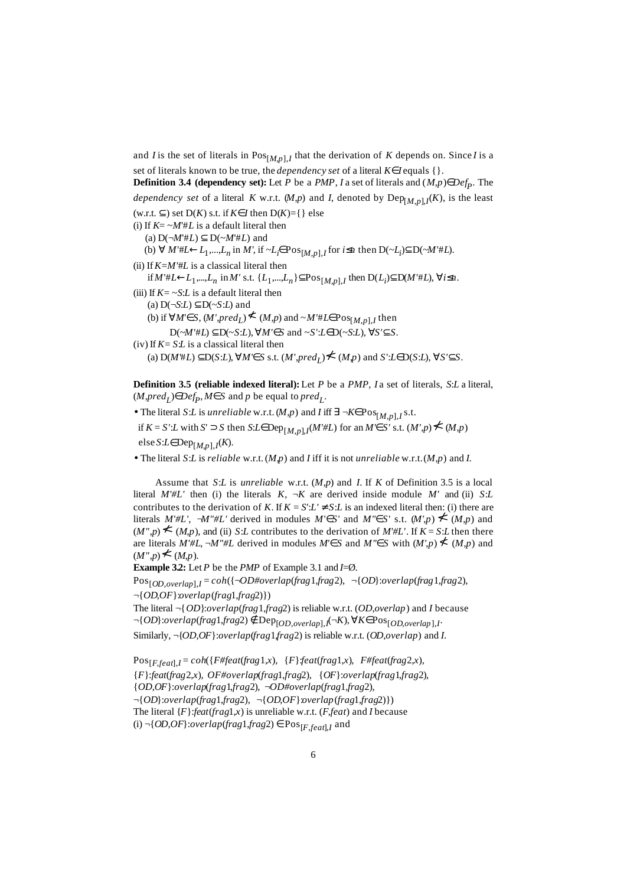and $I$ is the set of literals in $\mathrm{Pos}_{[M,p],I}$ that the derivation of $K$ depends on. Since $I$ is a set of literals known to be true, the *dependency set* of a literal $K\in I$ equals {}.

**Definition 3.4 (dependency set):** Let $P$ be a *PMP*, $I$ a set of literals and $(M,p)\in Def_P$. The *dependency set* of a literal $K$ w.r.t. $(M,p)$ and $I$, denoted by $\mathrm{Dep}_{[M,p],I}(K)$, is the least (w.r.t. $\subseteq$) set $D(K)$ s.t. if $K\in I$ then $D(K)$={} else

(i) If $K= \sim M'\#L$ is a default literal then

(a) $D(\neg M'\#L) \subseteq D(\sim M'\#L)$ and

(b) $\forall\ M'\#L\leftarrow L_1,...,L_n$ in $M'$, if $\sim L_i\in \mathrm{Pos}_{[M,p],I}$ for $i\leq n$ then $D(\sim L_i)\subseteq D(\sim M'\#L)$.

(ii) If $K=M'\#L$ is a classical literal then

if $M'\#L\leftarrow L_1,...,L_n$ in $M'$ s.t. $\{L_1,...,L_n\}\subseteq \mathrm{Pos}_{[M,p],I}$ then $D(L_i)\subseteq D(M'\#L)$, $\forall i\leq n$.

(iii) If $K= \sim S{:}L$ is a default literal then

(a) $D(\neg S{:}L) \subseteq D(\sim S{:}L)$ and

(b) if $\forall M'\in S$, $(M',pred_L)\not\leq (M,p)$ and $\sim M'\#L\in \mathrm{Pos}_{[M,p],I}$ then

$D(\sim M'\#L) \subseteq D(\sim S{:}L)$, $\forall M'\in S$ and $\sim S'{:}L\in D(\sim S{:}L)$, $\forall S'\subseteq S$.

(iv) If $K= S{:}L$ is a classical literal then

(a) $D(M'\#L) \subseteq D(S{:}L)$, $\forall M'\in S$ s.t. $(M',pred_L)\not\leq (M,p)$ and $S'{:}L\in D(S{:}L)$, $\forall S'\subseteq S$.

**Definition 3.5 (reliable indexed literal):** Let $P$ be a *PMP*, $I$ a set of literals, $S{:}L$ a literal, $(M,pred_L)\in Def_P$, $M\in S$ and $p$ be equal to $pred_L$.

- The literal $S{:}L$ is *unreliable* w.r.t. $(M,p)$ and $I$ iff $\exists\ \neg K\in \mathrm{Pos}_{[M,p],I}$ s.t. if $K = S'{:}L$ with $S' \supset S$ then $S{:}L\in \mathrm{Dep}_{[M,p],I}(M'\#L)$ for an $M'\in S'$ s.t. $(M',p)\not\leq (M,p)$ else $S{:}L\in \mathrm{Dep}_{[M,p],I}(K)$.
- The literal $S{:}L$ is *reliable* w.r.t. $(M,p)$ and $I$ iff it is not *unreliable* w.r.t. $(M,p)$ and $I$.

Assume that $S{:}L$ is *unreliable* w.r.t. $(M,p)$ and $I$. If $K$ of Definition 3.5 is a local literal $M'\#L'$ then (i) the literals $K$, $\neg K$ are derived inside module $M'$ and (ii) $S{:}L$ contributes to the derivation of $K$. If $K = S'{:}L' \neq S{:}L$ is an indexed literal then: (i) there are literals $M'\#L'$, $\neg M''\#L'$ derived in modules $M'\in S'$ and $M''\in S'$ s.t. $(M',p)\not\leq (M,p)$ and $(M'',p)\not\leq (M,p)$, and (ii) $S{:}L$ contributes to the derivation of $M'\#L'$. If $K = S{:}L$ then there are literals $M'\#L$, $\neg M''\#L$ derived in modules $M'\in S$ and $M''\in S$ with $(M',p)\not\leq (M,p)$ and $(M'',p)\not\leq (M,p)$.

**Example 3.2:** Let $P$ be the *PMP* of Example 3.1 and $I$=Ø.

$\mathrm{Pos}_{[OD,overlap],I} = coh(\{\neg OD\#overlap(frag1,frag2),\ \neg\{OD\}{:}overlap(frag1,frag2),$ $\neg\{OD,OF\}{:}overlap(frag1,frag2)\})$

The literal $\neg\{OD\}{:}overlap(frag1,frag2)$ is reliable w.r.t. $(OD,overlap)$ and $I$ because $\neg\{OD\}{:}overlap(frag1,frag2) \notin \mathrm{Dep}_{[OD,overlap],I}(\neg K), \forall K\in \mathrm{Pos}_{[OD,overlap],I}$.

Similarly, $\neg\{OD,OF\}{:}overlap(frag1,frag2)$ is reliable w.r.t. $(OD,overlap)$ and $I$.

$\mathrm{Pos}_{[F,feat],I} = coh(\{F\#feat(frag1,x),\ \{F\}{:}feat(frag1,x),\ F\#feat(frag2,x),$ $\{F\}{:}feat(frag2,x),\ OF\#overlap(frag1,frag2),\ \{OF\}{:}overlap(frag1,frag2),$ $\{OD,OF\}{:}overlap(frag1,frag2),\ \neg OD\#overlap(frag1,frag2),$ $\neg\{OD\}{:}overlap(frag1,frag2),\ \neg\{OD,OF\}{:}overlap(frag1,frag2)\})$

The literal $\{F\}{:}feat(frag1,x)$ is unreliable w.r.t. $(F,feat)$ and $I$ because

(i) $\neg\{OD,OF\}{:}overlap(frag1,frag2) \in \mathrm{Pos}_{[F,feat],I}$ and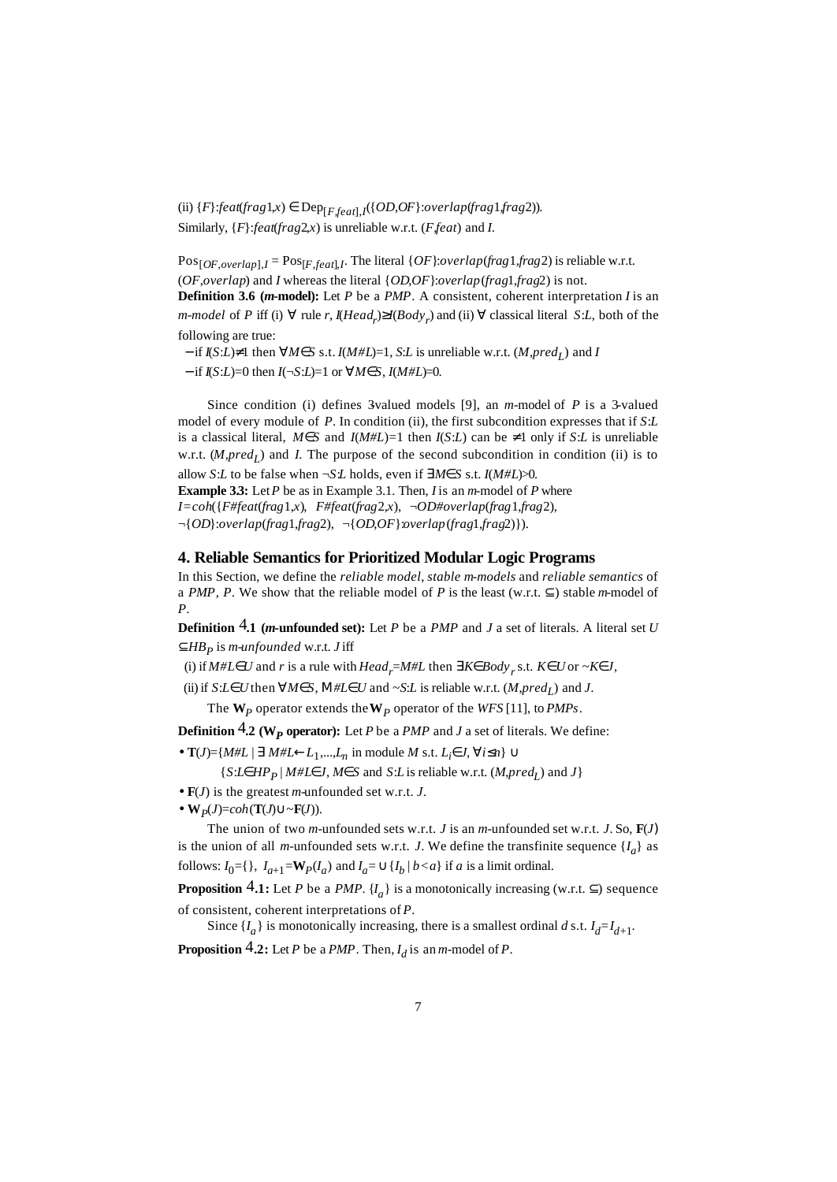(ii) $\{F\}$:*feat*(*frag*1,*x*) $\in \mathrm{Dep}_{[F,feat],I}(\{OD,OF\}$:*overlap*(*frag*1,*frag*2)).
Similarly, $\{F\}$:*feat*(*frag*2,*x*) is unreliable w.r.t. (*F*,*feat*) and *I*.

$\mathrm{Pos}_{[OF,overlap],I} = \mathrm{Pos}_{[F,feat],I}$. The literal $\{OF\}$:*overlap*(*frag*1,*frag*2) is reliable w.r.t. (*OF*,*overlap*) and *I* whereas the literal $\{OD,OF\}$:*overlap*(*frag*1,*frag*2) is not.

**Definition 3.6 (*m*-model):** Let *P* be a *PMP*. A consistent, coherent interpretation *I* is an *m-model* of *P* iff (i) $\forall$ rule *r*, $I(Head_r) \geq I(Body_r)$ and (ii) $\forall$ classical literal *S*:*L*, both of the following are true:

– if $I(S{:}L) \neq 1$ then $\forall M \in S$ s.t. $I(M\#L)=1$, *S*:*L* is unreliable w.r.t. $(M, pred_L)$ and *I*

– if $I(S{:}L)=0$ then $I(\neg S{:}L)=1$ or $\forall M \in S$, $I(M\#L)=0$.

Since condition (i) defines 3-valued models [9], an *m*-model of *P* is a 3-valued model of every module of *P*. In condition (ii), the first subcondition expresses that if *S*:*L* is a classical literal, $M \in S$ and $I(M\#L)=1$ then $I(S{:}L)$ can be $\neq 1$ only if *S*:*L* is unreliable w.r.t. $(M, pred_L)$ and *I*. The purpose of the second subcondition in condition (ii) is to allow *S*:*L* to be false when $\neg S{:}L$ holds, even if $\exists M \in S$ s.t. $I(M\#L)>0$.

**Example 3.3:** Let *P* be as in Example 3.1. Then, *I* is an *m*-model of *P* where
$I = coh(\{F\#feat(frag1,x),\ F\#feat(frag2,x),\ \neg OD\#overlap(frag1,frag2),$
$\neg\{OD\}{:}overlap(frag1,frag2),\ \neg\{OD,OF\}{:}overlap(frag1,frag2)\})$.

## 4. Reliable Semantics for Prioritized Modular Logic Programs

In this Section, we define the *reliable model*, *stable m-models* and *reliable semantics* of a *PMP*, *P*. We show that the reliable model of *P* is the least (w.r.t. $\subseteq$) stable *m*-model of *P*.

**Definition 4.1 (*m*-unfounded set):** Let *P* be a *PMP* and *J* a set of literals. A literal set $U \subseteq HB_P$ is *m-unfounded* w.r.t. *J* iff

(i) if $M\#L \in U$ and *r* is a rule with $Head_r = M\#L$ then $\exists K \in Body_r$ s.t. $K \in U$ or $\sim K \in J$,

(ii) if $S{:}L \in U$ then $\forall M \in S$, $M\#L \in U$ and $\sim S{:}L$ is reliable w.r.t. $(M, pred_L)$ and *J*.

The $\mathbf{W}_P$ operator extends the $\mathbf{W}_P$ operator of the *WFS* [11], to *PMPs*.

**Definition 4.2 ($\mathbf{W}_P$ operator):** Let *P* be a *PMP* and *J* a set of literals. We define:

- $\mathbf{T}(J) = \{M\#L \mid \exists\ M\#L \leftarrow L_1,...,L_n$ in module *M* s.t. $L_i \in J, \forall i \leq n\} \cup$
  $\{S{:}L \in HP_P \mid M\#L \in J,\ M \in S$ and $S{:}L$ is reliable w.r.t. $(M, pred_L)$ and $J\}$
- $\mathbf{F}(J)$ is the greatest *m*-unfounded set w.r.t. *J*.
- $\mathbf{W}_P(J) = coh(\mathbf{T}(J) \cup \sim\mathbf{F}(J))$.

The union of two *m*-unfounded sets w.r.t. *J* is an *m*-unfounded set w.r.t. *J*. So, $\mathbf{F}(J)$ is the union of all *m*-unfounded sets w.r.t. *J*. We define the transfinite sequence $\{I_a\}$ as follows: $I_0 = \{\}$, $I_{a+1} = \mathbf{W}_P(I_a)$ and $I_a = \cup\{I_b \mid b < a\}$ if *a* is a limit ordinal.

**Proposition 4.1:** Let *P* be a *PMP*. $\{I_a\}$ is a monotonically increasing (w.r.t. $\subseteq$) sequence of consistent, coherent interpretations of *P*.

Since $\{I_a\}$ is monotonically increasing, there is a smallest ordinal *d* s.t. $I_d = I_{d+1}$.

**Proposition 4.2:** Let *P* be a *PMP*. Then, $I_d$ is an *m*-model of *P*.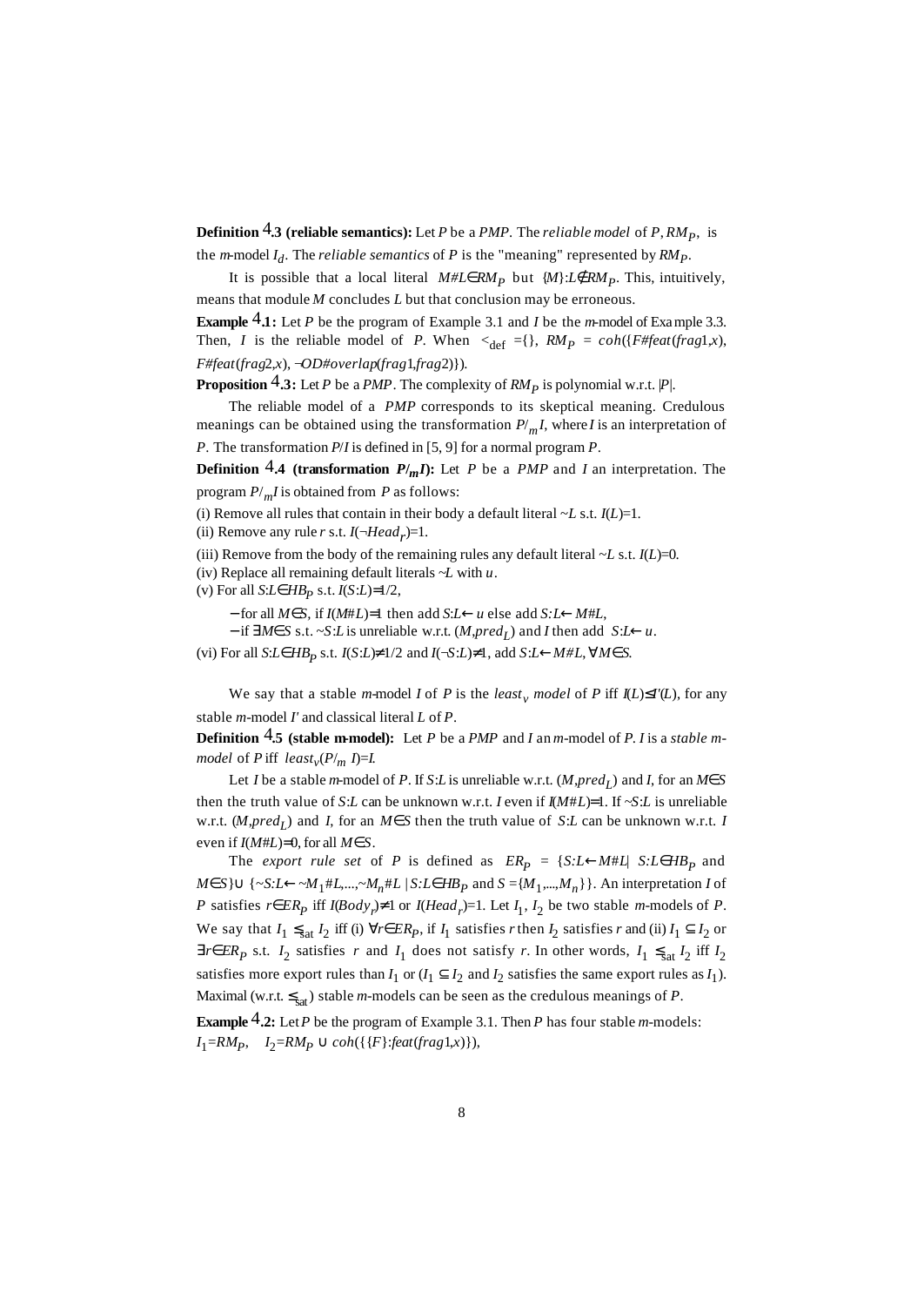**Definition 4.3 (reliable semantics):** Let $P$ be a *PMP*. The *reliable model* of $P$, $RM_P$, is the $m$-model $I_d$. The *reliable semantics* of $P$ is the "meaning" represented by $RM_P$.

It is possible that a local literal $M\#L \in RM_P$ but $\{M\}:L \notin RM_P$. This, intuitively, means that module $M$ concludes $L$ but that conclusion may be erroneous.

**Example 4.1:** Let $P$ be the program of Example 3.1 and $I$ be the $m$-model of Example 3.3. Then, $I$ is the reliable model of $P$. When $<_{def} = \{\}$, $RM_P = coh(\{F\#feat(frag1,x),\ F\#feat(frag2,x),\ \neg OD\#overlap(frag1,frag2)\})$.

**Proposition 4.3:** Let $P$ be a *PMP*. The complexity of $RM_P$ is polynomial w.r.t. $|P|$.

The reliable model of a *PMP* corresponds to its skeptical meaning. Credulous meanings can be obtained using the transformation $P/_m I$, where $I$ is an interpretation of $P$. The transformation $P/I$ is defined in [5, 9] for a normal program $P$.

**Definition 4.4 (transformation $P/_m I$):** Let $P$ be a *PMP* and $I$ an interpretation. The program $P/_m I$ is obtained from $P$ as follows:

(i) Remove all rules that contain in their body a default literal $\sim L$ s.t. $I(L)=1$.

(ii) Remove any rule $r$ s.t. $I(\neg Head_r)=1$.

(iii) Remove from the body of the remaining rules any default literal $\sim L$ s.t. $I(L)=0$.

(iv) Replace all remaining default literals $\sim L$ with $u$.

(v) For all $S{:}L \in HB_P$ s.t. $I(S{:}L)=1/2$,

− for all $M \in S$, if $I(M\#L)=1$ then add $S{:}L \leftarrow u$ else add $S{:}L \leftarrow M\#L$,

− if $\exists M \in S$ s.t. $\sim S{:}L$ is unreliable w.r.t. $(M, pred_L)$ and $I$ then add $S{:}L \leftarrow u$.

(vi) For all $S{:}L \in HB_P$ s.t. $I(S{:}L) \neq 1/2$ and $I(\neg S{:}L) \neq 1$, add $S{:}L \leftarrow M\#L, \forall M \in S$.

We say that a stable $m$-model $I$ of $P$ is the *least$_v$ model* of $P$ iff $I(L) \leq I'(L)$, for any stable $m$-model $I'$ and classical literal $L$ of $P$.

**Definition 4.5 (stable m-model):** Let $P$ be a *PMP* and $I$ an $m$-model of $P$. $I$ is a *stable m-model* of $P$ iff $least_v(P/_m I)=I$.

Let $I$ be a stable $m$-model of $P$. If $S{:}L$ is unreliable w.r.t. $(M, pred_L)$ and $I$, for an $M \in S$ then the truth value of $S{:}L$ can be unknown w.r.t. $I$ even if $I(M\#L)=1$. If $\sim S{:}L$ is unreliable w.r.t. $(M, pred_L)$ and $I$, for an $M \in S$ then the truth value of $S{:}L$ can be unknown w.r.t. $I$ even if $I(M\#L)=0$, for all $M \in S$.

The *export rule set* of $P$ is defined as $ER_P = \{S{:}L \leftarrow M\#L \mid S{:}L \in HB_P \text{ and } M \in S\} \cup \{\sim S{:}L \leftarrow \sim M_1\#L, \ldots, \sim M_n\#L \mid S{:}L \in HB_P \text{ and } S = \{M_1, \ldots, M_n\}\}$. An interpretation $I$ of $P$ satisfies $r \in ER_P$ iff $I(Body_r) \neq 1$ or $I(Head_r)=1$. Let $I_1$, $I_2$ be two stable $m$-models of $P$. We say that $I_1 \leq_{sat} I_2$ iff (i) $\forall r \in ER_P$, if $I_1$ satisfies $r$ then $I_2$ satisfies $r$ and (ii) $I_1 \subseteq I_2$ or $\exists r \in ER_P$ s.t. $I_2$ satisfies $r$ and $I_1$ does not satisfy $r$. In other words, $I_1 \leq_{sat} I_2$ iff $I_2$ satisfies more export rules than $I_1$ or ($I_1 \subseteq I_2$ and $I_2$ satisfies the same export rules as $I_1$). Maximal (w.r.t. $\leq_{sat}$) stable $m$-models can be seen as the credulous meanings of $P$.

**Example 4.2:** Let $P$ be the program of Example 3.1. Then $P$ has four stable $m$-models:
$I_1 = RM_P$, $\quad I_2 = RM_P \cup coh(\{\{F\}{:}feat(frag1,x)\})$,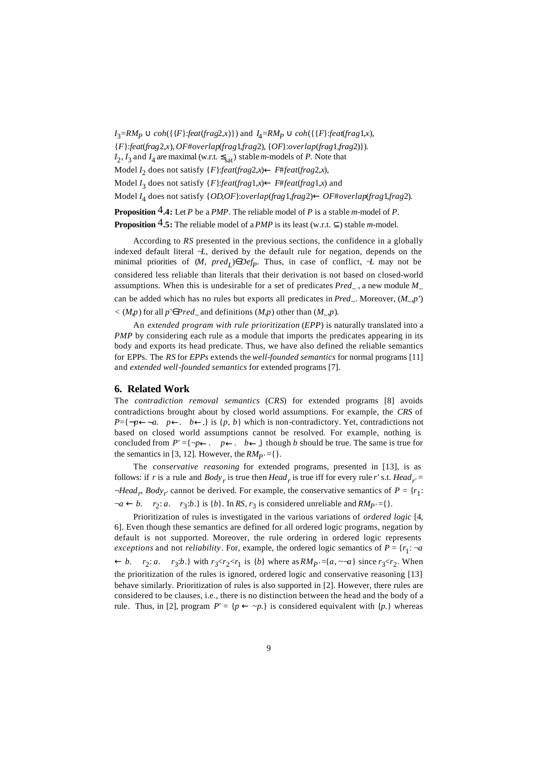$I_3=RM_P \cup coh(\{\{F\}{:}feat(frag2,x)\})$ and $I_4=RM_P \cup coh(\{\{F\}{:}feat(frag1,x),$ $\{F\}{:}feat(frag2,x), OF\#overlap(frag1,frag2), \{OF\}{:}overlap(frag1,frag2)\})$.
$I_2$, $I_3$ and $I_4$ are maximal (w.r.t. $\leq_{sat}$) stable *m*-models of *P*. Note that
Model $I_2$ does not satisfy $\{F\}{:}feat(frag2,x) \leftarrow F\#feat(frag2,x)$,
Model $I_3$ does not satisfy $\{F\}{:}feat(frag1,x) \leftarrow F\#feat(frag1,x)$ and
Model $I_4$ does not satisfy $\{OD,OF\}{:}overlap(frag1,frag2) \leftarrow OF\#overlap(frag1,frag2)$.

**Proposition 4.4:** Let *P* be a *PMP*. The reliable model of *P* is a stable *m*-model of *P*.

**Proposition 4.5:** The reliable model of a *PMP* is its least (w.r.t. $\subseteq$) stable *m*-model.

According to *RS* presented in the previous sections, the confidence in a globally indexed default literal $\sim L$, derived by the default rule for negation, depends on the minimal priorities of $(M, pred_L) \in Def_P$. Thus, in case of conflict, $\sim L$ may not be considered less reliable than literals that their derivation is not based on closed-world assumptions. When this is undesirable for a set of predicates $Pred_{\sim}$, a new module $M_{\sim}$ can be added which has no rules but exports all predicates in $Pred_{\sim}$. Moreover, $(M_{\sim},p') < (M,p)$ for all $p' \in Pred_{\sim}$ and definitions $(M,p)$ other than $(M_{\sim},p)$.

An *extended program with rule prioritization* (*EPP*) is naturally translated into a *PMP* by considering each rule as a module that imports the predicates appearing in its body and exports its head predicate. Thus, we have also defined the reliable semantics for EPPs. The *RS* for *EPPs* extends the *well-founded semantics* for normal programs [11] and *extended well-founded semantics* for extended programs [7].

## 6. Related Work

The *contradiction removal semantics* (*CRS*) for extended programs [8] avoids contradictions brought about by closed world assumptions. For example, the *CRS* of $P=\{\neg p \leftarrow \sim a.\quad p \leftarrow .\quad b \leftarrow .\}$ is $\{p, b\}$ which is non-contradictory. Yet, contradictions not based on closed world assumptions cannot be resolved. For example, nothing is concluded from $P'=\{\neg p \leftarrow .\quad p \leftarrow .\quad b \leftarrow .\}$ though *b* should be true. The same is true for the semantics in [3, 12]. However, the $RM_{P'}=\{\}$.

The *conservative reasoning* for extended programs, presented in [13], is as follows: if *r* is a rule and $Body_r$ is true then $Head_r$ is true iff for every rule *r'* s.t. $Head_{r'} = \neg Head_r$, $Body_{r'}$ cannot be derived. For example, the conservative semantics of $P = \{r_1{:}\ \neg a \leftarrow b.\quad r_2{:}\ a.\quad r_3{:}b.\}$ is $\{b\}$. In *RS*, $r_3$ is considered unreliable and $RM_{P'}=\{\}$.

Prioritization of rules is investigated in the various variations of *ordered logic* [4, 6]. Even though these semantics are defined for all ordered logic programs, negation by default is not supported. Moreover, the rule ordering in ordered logic represents *exceptions* and not *reliability*. For, example, the ordered logic semantics of $P = \{r_1{:}\ \neg a \leftarrow b.\quad r_2{:}\ a.\quad r_3{:}b.\}$ with $r_3<r_2<r_1$ is $\{b\}$ where as $RM_{P'}=\{a, \sim\neg a\}$ since $r_3<r_2$. When the prioritization of the rules is ignored, ordered logic and conservative reasoning [13] behave similarly. Prioritization of rules is also supported in [2]. However, there rules are considered to be clauses, i.e., there is no distinction between the head and the body of a rule. Thus, in [2], program $P' = \{p \leftarrow \sim p.\}$ is considered equivalent with $\{p.\}$ whereas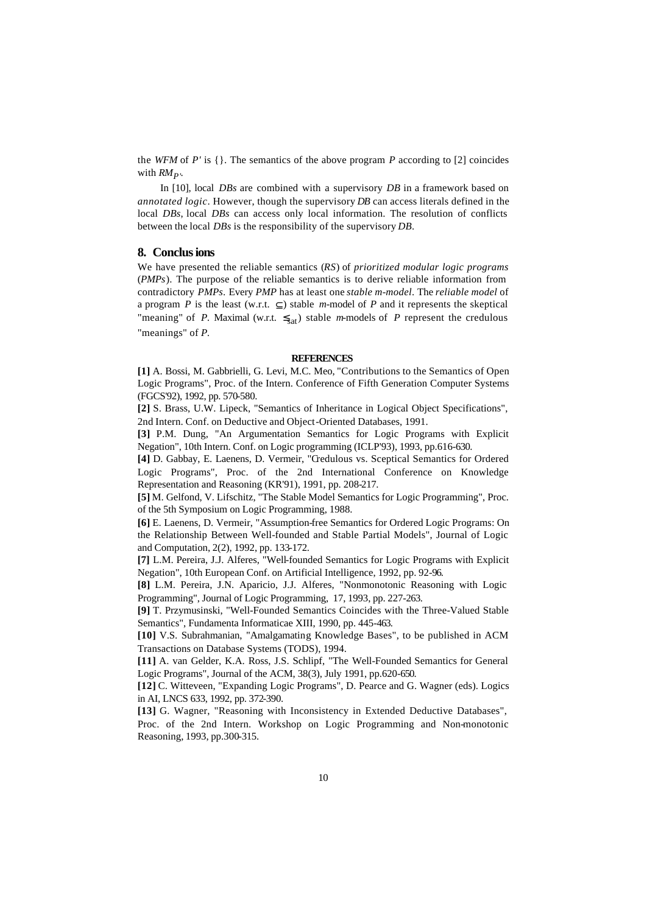the *WFM* of *P'* is {}. The semantics of the above program *P* according to [2] coincides with $RM_{P'}$.

In [10], local *DBs* are combined with a supervisory *DB* in a framework based on *annotated logic*. However, though the supervisory *DB* can access literals defined in the local *DBs*, local *DBs* can access only local information. The resolution of conflicts between the local *DBs* is the responsibility of the supervisory *DB*.

## 8. Conclusions

We have presented the reliable semantics (*RS*) of *prioritized modular logic programs* (*PMPs*). The purpose of the reliable semantics is to derive reliable information from contradictory *PMPs*. Every *PMP* has at least one *stable m-model*. The *reliable model* of a program *P* is the least (w.r.t. $\subseteq$) stable *m*-model of *P* and it represents the skeptical "meaning" of *P*. Maximal (w.r.t. $\leq_{sat}$) stable *m*-models of *P* represent the credulous "meanings" of *P*.

### REFERENCES

**[1]** A. Bossi, M. Gabbrielli, G. Levi, M.C. Meo, "Contributions to the Semantics of Open Logic Programs", Proc. of the Intern. Conference of Fifth Generation Computer Systems (FGCS'92), 1992, pp. 570-580.

**[2]** S. Brass, U.W. Lipeck, "Semantics of Inheritance in Logical Object Specifications", 2nd Intern. Conf. on Deductive and Object-Oriented Databases, 1991.

**[3]** P.M. Dung, "An Argumentation Semantics for Logic Programs with Explicit Negation", 10th Intern. Conf. on Logic programming (ICLP'93), 1993, pp.616-630.

**[4]** D. Gabbay, E. Laenens, D. Vermeir, "Credulous vs. Sceptical Semantics for Ordered Logic Programs", Proc. of the 2nd International Conference on Knowledge Representation and Reasoning (KR'91), 1991, pp. 208-217.

**[5]** M. Gelfond, V. Lifschitz, "The Stable Model Semantics for Logic Programming", Proc. of the 5th Symposium on Logic Programming, 1988.

**[6]** E. Laenens, D. Vermeir, "Assumption-free Semantics for Ordered Logic Programs: On the Relationship Between Well-founded and Stable Partial Models", Journal of Logic and Computation, 2(2), 1992, pp. 133-172.

**[7]** L.M. Pereira, J.J. Alferes, "Well-founded Semantics for Logic Programs with Explicit Negation", 10th European Conf. on Artificial Intelligence, 1992, pp. 92-96.

**[8]** L.M. Pereira, J.N. Aparicio, J.J. Alferes, "Nonmonotonic Reasoning with Logic Programming", Journal of Logic Programming, 17, 1993, pp. 227-263.

**[9]** T. Przymusinski, "Well-Founded Semantics Coincides with the Three-Valued Stable Semantics", Fundamenta Informaticae XIII, 1990, pp. 445-463.

**[10]** V.S. Subrahmanian, "Amalgamating Knowledge Bases", to be published in ACM Transactions on Database Systems (TODS), 1994.

**[11]** A. van Gelder, K.A. Ross, J.S. Schlipf, "The Well-Founded Semantics for General Logic Programs", Journal of the ACM, 38(3), July 1991, pp.620-650.

**[12]** C. Witteveen, "Expanding Logic Programs", D. Pearce and G. Wagner (eds). Logics in AI, LNCS 633, 1992, pp. 372-390.

**[13]** G. Wagner, "Reasoning with Inconsistency in Extended Deductive Databases", Proc. of the 2nd Intern. Workshop on Logic Programming and Non-monotonic Reasoning, 1993, pp.300-315.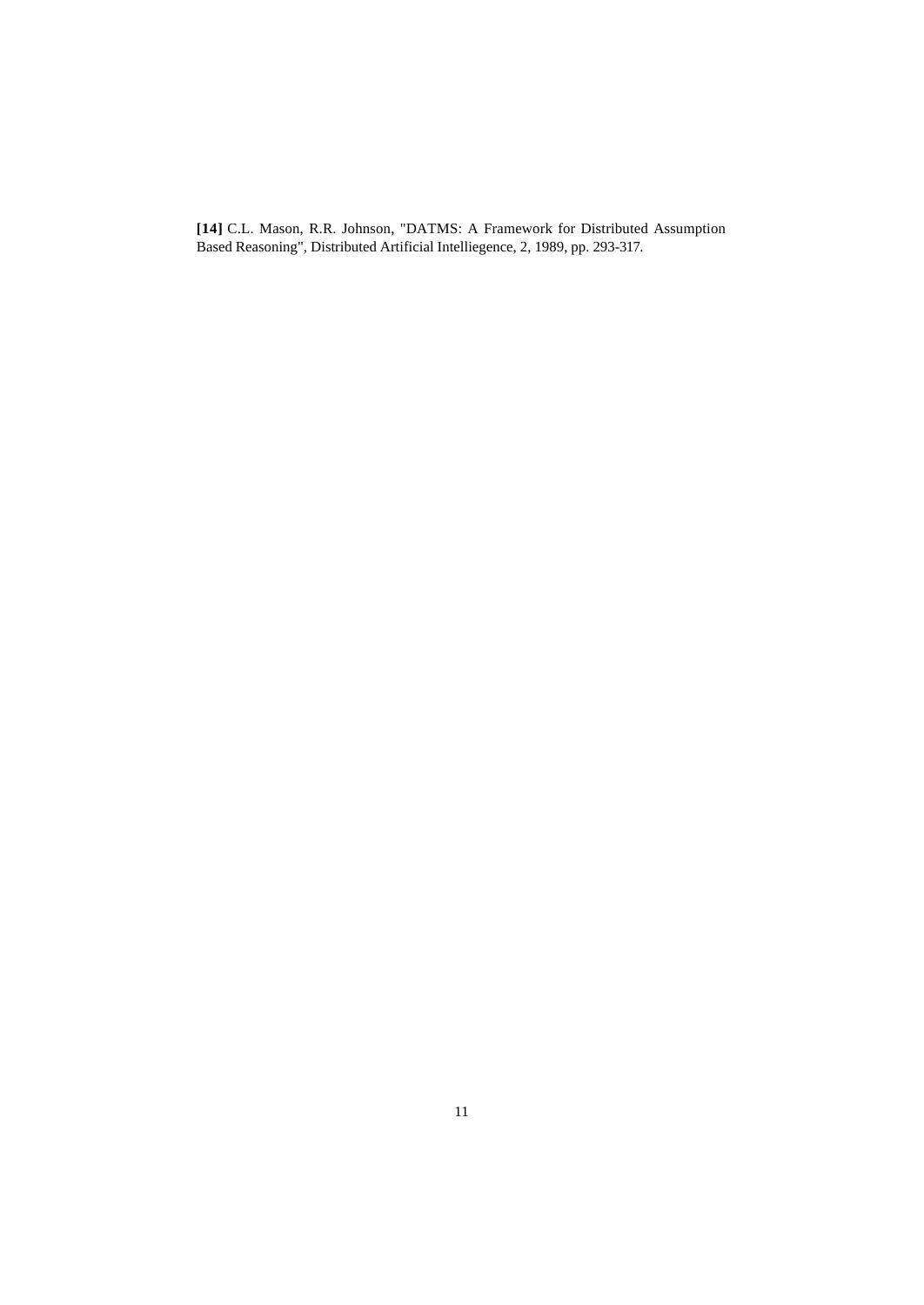**[14]** C.L. Mason, R.R. Johnson, "DATMS: A Framework for Distributed Assumption Based Reasoning", Distributed Artificial Intelliegence, 2, 1989, pp. 293-317.